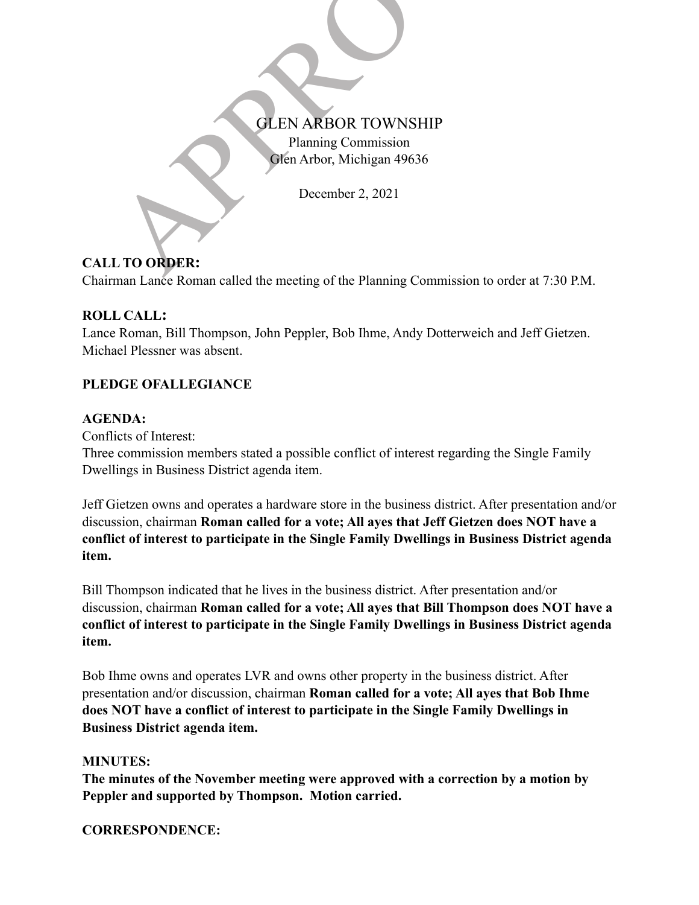GLEN ARBOR TOWNSHIP

Planning Commission

Glen Arbor, Michigan 49636

December 2, 2021

**CALL TO ORDER:**

Chairman Lance Roman called the meeting of the Planning Commission to order at 7:30 P.M.

**ROLL CALL:**

Lance Roman, Bill Thompson, John Peppler, Bob Ihme, Andy Dotterweich and Jeff Gietzen. Michael Plessner was absent.

**PLEDGE OFALLEGIANCE**

**AGENDA:**

Conflicts of Interest:

Three commission members stated a possible conflict of interest regarding the Single Family Dwellings in Business District agenda item.

Jeff Gietzen owns and operates a hardware store in the business district. After presentation and/or discussion, chairman **Roman called for a vote; All ayes that Jeff Gietzen does NOT have a conflict of interest to participate in the Single Family Dwellings in Business District agenda item.**

Bill Thompson indicated that he lives in the business district. After presentation and/or discussion, chairman **Roman called for a vote; All ayes that Bill Thompson does NOT have a conflict of interest to participate in the Single Family Dwellings in Business District agenda item.**

Bob Ihme owns and operates LVR and owns other property in the business district. After presentation and/or discussion, chairman **Roman called for a vote; All ayes that Bob Ihme does NOT have a conflict of interest to participate in the Single Family Dwellings in Business District agenda item.**

**MINUTES:**

**The minutes of the November meeting were approved with a correction by a motion by Peppler and supported by Thompson. Motion carried.**

**CORRESPONDENCE:**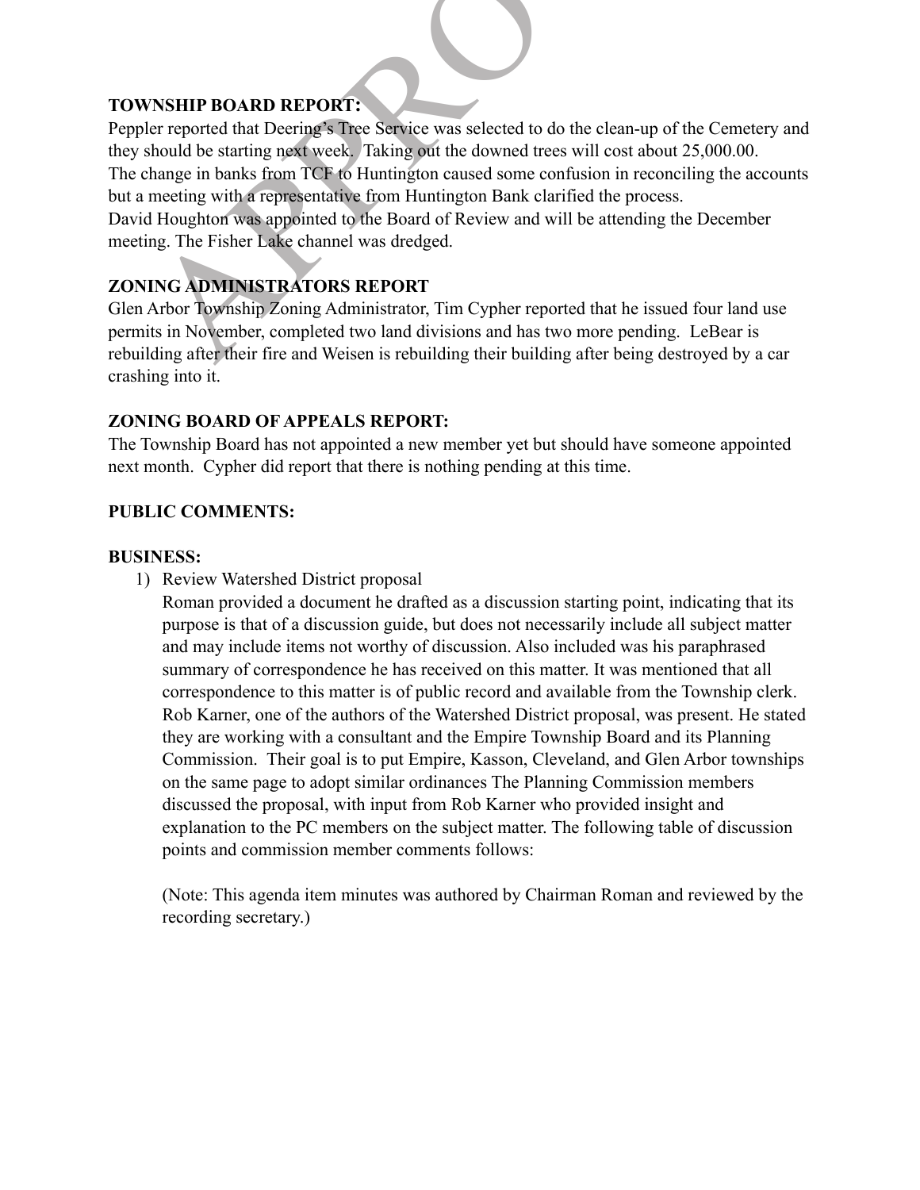**TOWNSHIP BOARD REPORT:**
Peppler reported that Deering's Tree Service was selected to do the clean-up of the Cemetery and they should be starting next week. Taking out the downed trees will cost about 25,000.00. The change in banks from TCF to Huntington caused some confusion in reconciling the accounts but a meeting with a representative from Huntington Bank clarified the process. David Houghton was appointed to the Board of Review and will be attending the December meeting. The Fisher Lake channel was dredged.

**ZONING ADMINISTRATORS REPORT**
Glen Arbor Township Zoning Administrator, Tim Cypher reported that he issued four land use permits in November, completed two land divisions and has two more pending. LeBear is rebuilding after their fire and Weisen is rebuilding their building after being destroyed by a car crashing into it.

**ZONING BOARD OF APPEALS REPORT:**
The Township Board has not appointed a new member yet but should have someone appointed next month. Cypher did report that there is nothing pending at this time.

**PUBLIC COMMENTS:**

**BUSINESS:**

1) Review Watershed District proposal
   Roman provided a document he drafted as a discussion starting point, indicating that its purpose is that of a discussion guide, but does not necessarily include all subject matter and may include items not worthy of discussion. Also included was his paraphrased summary of correspondence he has received on this matter. It was mentioned that all correspondence to this matter is of public record and available from the Township clerk. Rob Karner, one of the authors of the Watershed District proposal, was present. He stated they are working with a consultant and the Empire Township Board and its Planning Commission. Their goal is to put Empire, Kasson, Cleveland, and Glen Arbor townships on the same page to adopt similar ordinances The Planning Commission members discussed the proposal, with input from Rob Karner who provided insight and explanation to the PC members on the subject matter. The following table of discussion points and commission member comments follows:

   (Note: This agenda item minutes was authored by Chairman Roman and reviewed by the recording secretary.)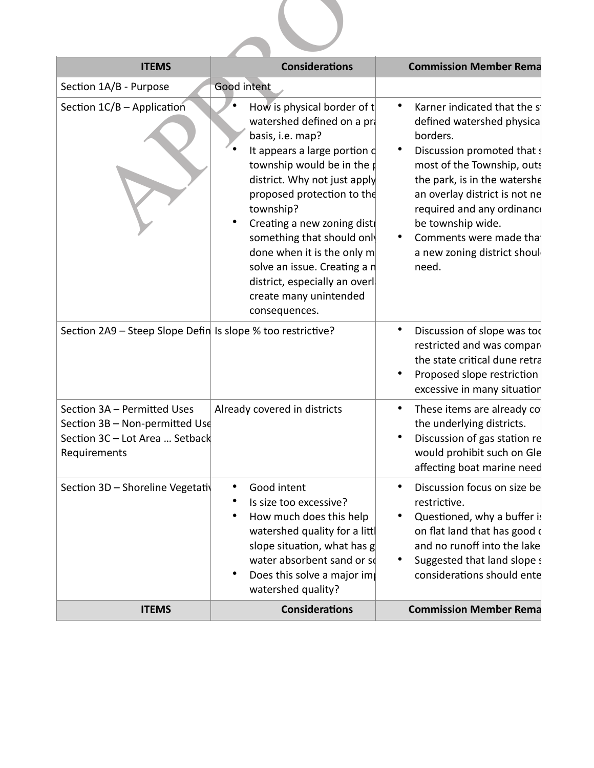| ITEMS | Considerations | Commission Member Rema |
|---|---|---|
| Section 1A/B - Purpose | Good intent | |
| Section 1C/B – Application | • How is physical border of t watershed defined on a pra basis, i.e. map?<br>• It appears a large portion o township would be in the p district. Why not just apply proposed protection to the township?<br>• Creating a new zoning distr something that should only done when it is the only m solve an issue. Creating a n district, especially an overla create many unintended consequences. | • Karner indicated that the st defined watershed physica borders.<br>• Discussion promoted that s most of the Township, outs the park, is in the watershe an overlay district is not ne required and any ordinance be township wide.<br>• Comments were made that a new zoning district should need. |
| Section 2A9 – Steep Slope Defin | Is slope % too restrictive? | • Discussion of slope was too restricted and was compare the state critical dune retra<br>• Proposed slope restriction excessive in many situation |
| Section 3A – Permitted Uses<br>Section 3B – Non-permitted Use<br>Section 3C – Lot Area … Setback Requirements | Already covered in districts | • These items are already co the underlying districts.<br>• Discussion of gas station re would prohibit such on Gle affecting boat marine need |
| Section 3D – Shoreline Vegetativ | • Good intent<br>• Is size too excessive?<br>• How much does this help watershed quality for a littl slope situation, what has g water absorbent sand or so<br>• Does this solve a major imp watershed quality? | • Discussion focus on size be restrictive.<br>• Questioned, why a buffer is on flat land that has good d and no runoff into the lake<br>• Suggested that land slope s considerations should ente |
| ITEMS | Considerations | Commission Member Rema |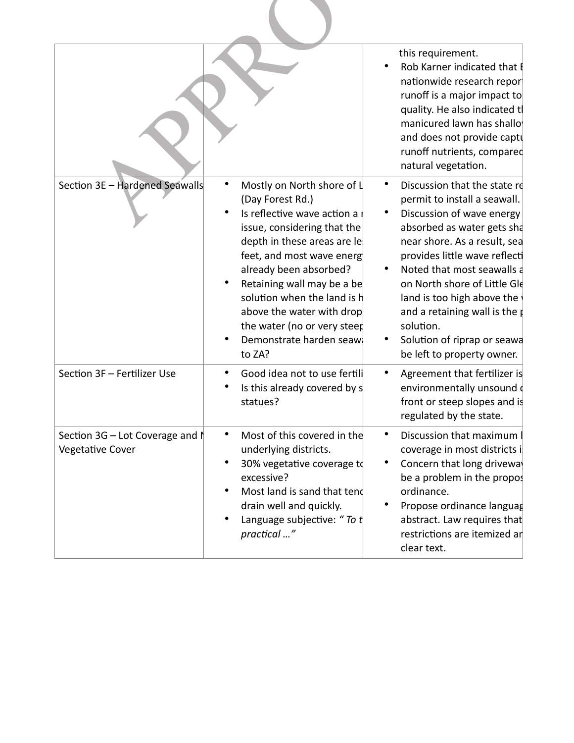| | | |
|---|---|---|
| | | this requirement.<br>• Rob Karner indicated that E nationwide research repor runoff is a major impact to quality. He also indicated tl manicured lawn has shallo and does not provide captu runoff nutrients, comparec natural vegetation. |
| Section 3E – Hardened Seawalls | • Mostly on North shore of L (Day Forest Rd.)<br>• Is reflective wave action a r issue, considering that the depth in these areas are le feet, and most wave energ already been absorbed?<br>• Retaining wall may be a be solution when the land is h above the water with drop the water (no or very steep<br>• Demonstrate harden seawa to ZA? | • Discussion that the state re permit to install a seawall.<br>• Discussion of wave energy absorbed as water gets sha near shore. As a result, sea provides little wave reflecti<br>• Noted that most seawalls a on North shore of Little Gle land is too high above the v and a retaining wall is the p solution.<br>• Solution of riprap or seawa be left to property owner. |
| Section 3F – Fertilizer Use | • Good idea not to use fertili<br>• Is this already covered by s statues? | • Agreement that fertilizer is environmentally unsound c front or steep slopes and is regulated by the state. |
| Section 3G – Lot Coverage and N Vegetative Cover | • Most of this covered in the underlying districts.<br>• 30% vegetative coverage to excessive?<br>• Most land is sand that tend drain well and quickly.<br>• Language subjective: *" To t practical …"* | • Discussion that maximum l coverage in most districts i<br>• Concern that long driveway be a problem in the propos ordinance.<br>• Propose ordinance languag abstract. Law requires that restrictions are itemized ar clear text. |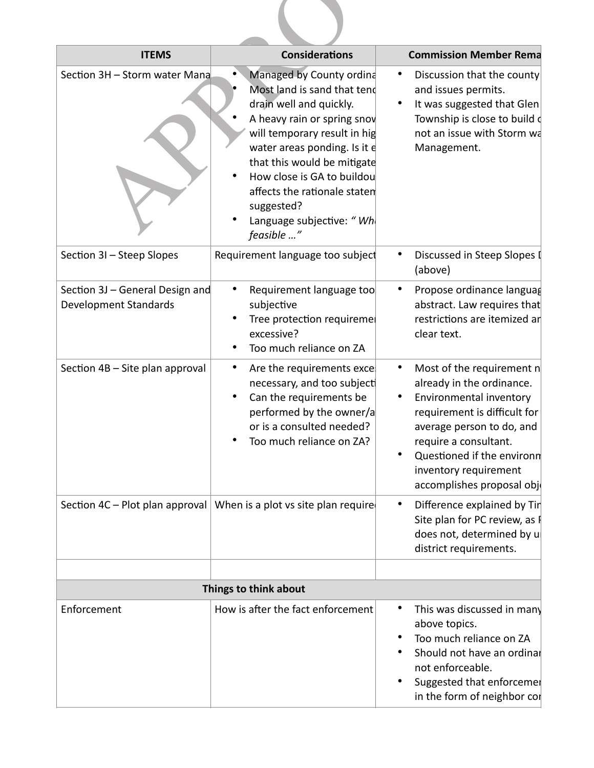| ITEMS | Considerations | Commission Member Rema |
|---|---|---|
| Section 3H – Storm water Mana | • Managed by County ordina<br>• Most land is sand that tend drain well and quickly.<br>• A heavy rain or spring snov will temporary result in hig water areas ponding. Is it e that this would be mitigate<br>• How close is GA to buildou affects the rationale statem suggested?<br>• Language subjective: *" Wh feasible …"* | • Discussion that the county and issues permits.<br>• It was suggested that Glen Township is close to build c not an issue with Storm wa Management. |
| Section 3I – Steep Slopes | Requirement language too subject | • Discussed in Steep Slopes [ (above) |
| Section 3J – General Design and Development Standards | • Requirement language too subjective<br>• Tree protection requiremer excessive?<br>• Too much reliance on ZA | • Propose ordinance languag abstract. Law requires that restrictions are itemized ar clear text. |
| Section 4B – Site plan approval | • Are the requirements exce necessary, and too subjecti<br>• Can the requirements be performed by the owner/a or is a consulted needed?<br>• Too much reliance on ZA? | • Most of the requirement n already in the ordinance.<br>• Environmental inventory requirement is difficult for average person to do, and require a consultant.<br>• Questioned if the environm inventory requirement accomplishes proposal obj |
| Section 4C – Plot plan approval | When is a plot vs site plan require | • Difference explained by Tir Site plan for PC review, as P does not, determined by u district requirements. |
| | | |
| **Things to think about** | | |
| Enforcement | How is after the fact enforcement | • This was discussed in many above topics.<br>• Too much reliance on ZA<br>• Should not have an ordinar not enforceable.<br>• Suggested that enforcemer in the form of neighbor cor |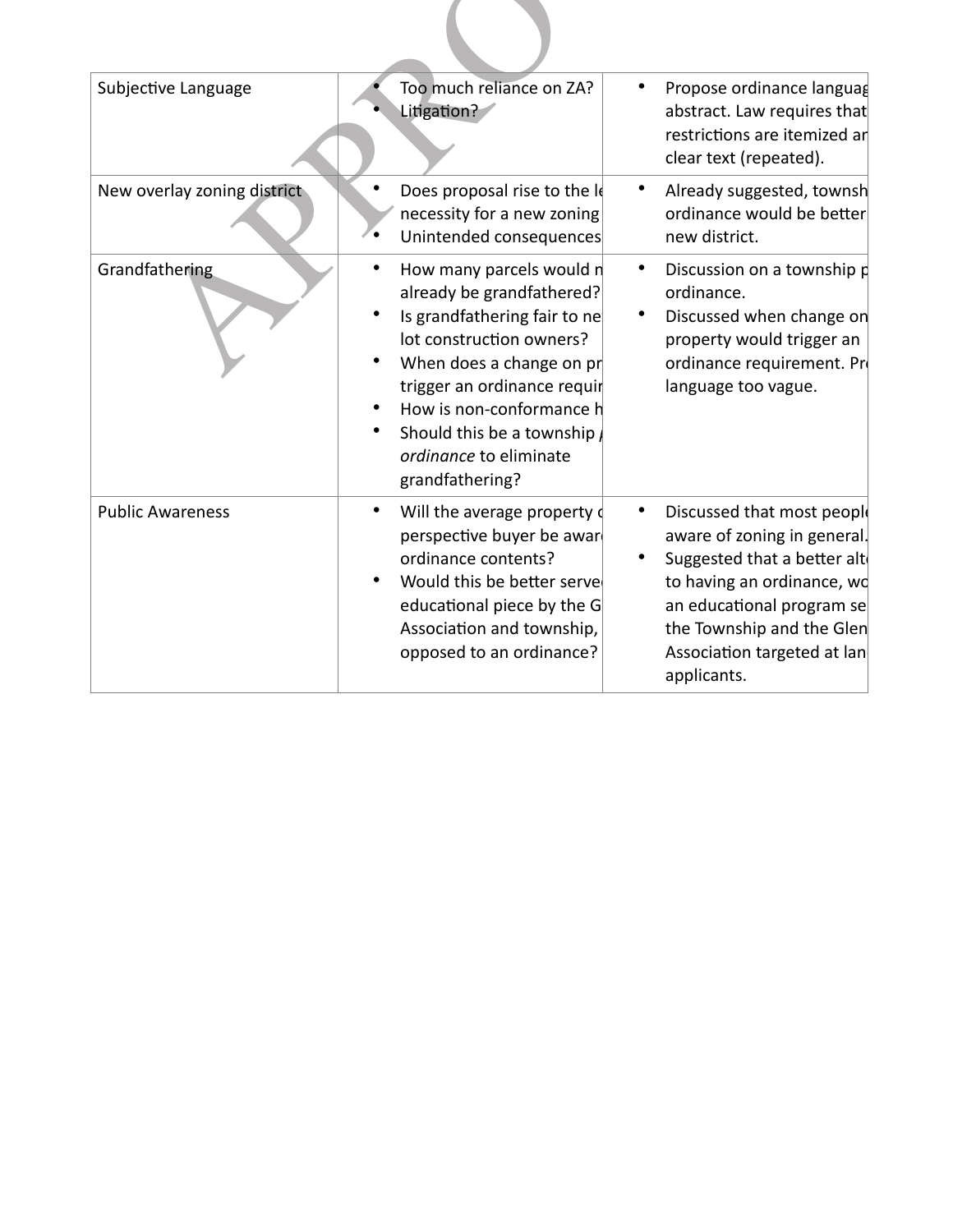| Subjective Language | • Too much reliance on ZA?<br>• Litigation? | • Propose ordinance languag abstract. Law requires that restrictions are itemized ar clear text (repeated). |
|---|---|---|
| New overlay zoning district | • Does proposal rise to the le necessity for a new zoning<br>• Unintended consequences | • Already suggested, townsh ordinance would be better new district. |
| Grandfathering | • How many parcels would n already be grandfathered?<br>• Is grandfathering fair to ne lot construction owners?<br>• When does a change on pr trigger an ordinance requir<br>• How is non-conformance h<br>• Should this be a township *ordinance* to eliminate grandfathering? | • Discussion on a township p ordinance.<br>• Discussed when change on property would trigger an ordinance requirement. Pr language too vague. |
| Public Awareness | • Will the average property c perspective buyer be awar ordinance contents?<br>• Would this be better serve educational piece by the G Association and township, opposed to an ordinance? | • Discussed that most people aware of zoning in general.<br>• Suggested that a better alt to having an ordinance, wo an educational program se the Township and the Glen Association targeted at lan applicants. |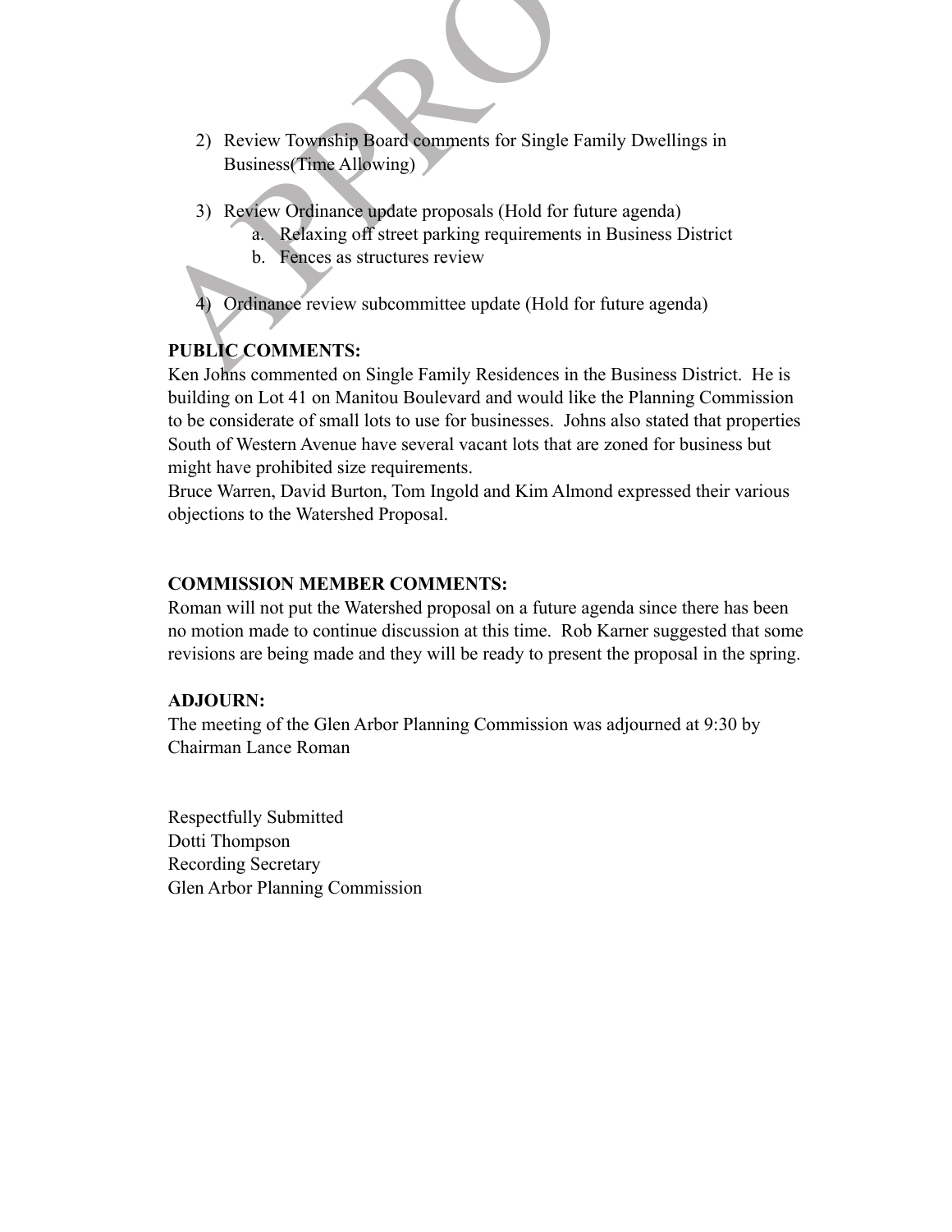2) Review Township Board comments for Single Family Dwellings in Business(Time Allowing)

3) Review Ordinance update proposals (Hold for future agenda)
    a. Relaxing off street parking requirements in Business District
    b. Fences as structures review

4) Ordinance review subcommittee update (Hold for future agenda)

**PUBLIC COMMENTS:**

Ken Johns commented on Single Family Residences in the Business District. He is building on Lot 41 on Manitou Boulevard and would like the Planning Commission to be considerate of small lots to use for businesses. Johns also stated that properties South of Western Avenue have several vacant lots that are zoned for business but might have prohibited size requirements.

Bruce Warren, David Burton, Tom Ingold and Kim Almond expressed their various objections to the Watershed Proposal.

**COMMISSION MEMBER COMMENTS:**

Roman will not put the Watershed proposal on a future agenda since there has been no motion made to continue discussion at this time. Rob Karner suggested that some revisions are being made and they will be ready to present the proposal in the spring.

**ADJOURN:**

The meeting of the Glen Arbor Planning Commission was adjourned at 9:30 by Chairman Lance Roman

Respectfully Submitted
Dotti Thompson
Recording Secretary
Glen Arbor Planning Commission